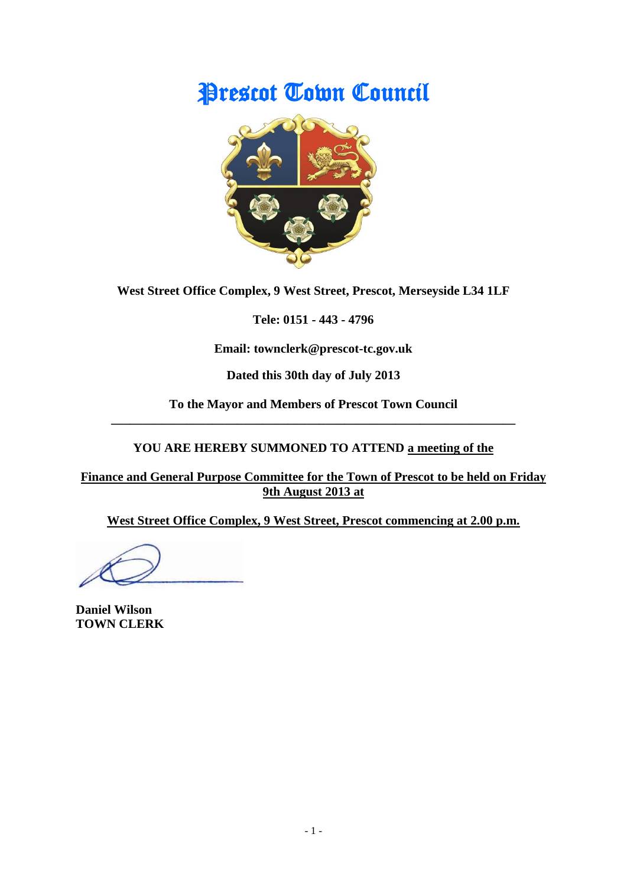# Prescot Town Council

**West Street Office Complex, 9 West Street, Prescot, Merseyside L34 1LF**

**Tele: 0151 - 443 - 4796**

**Email: townclerk@prescot-tc.gov.uk**

**Dated this 30th day of July 2013**

**To the Mayor and Members of Prescot Town Council**

---

**YOU ARE HEREBY SUMMONED TO ATTEND a meeting of the**

**Finance and General Purpose Committee for the Town of Prescot to be held on Friday 9th August 2013 at**

**West Street Office Complex, 9 West Street, Prescot commencing at 2.00 p.m.**

**Daniel Wilson**
**TOWN CLERK**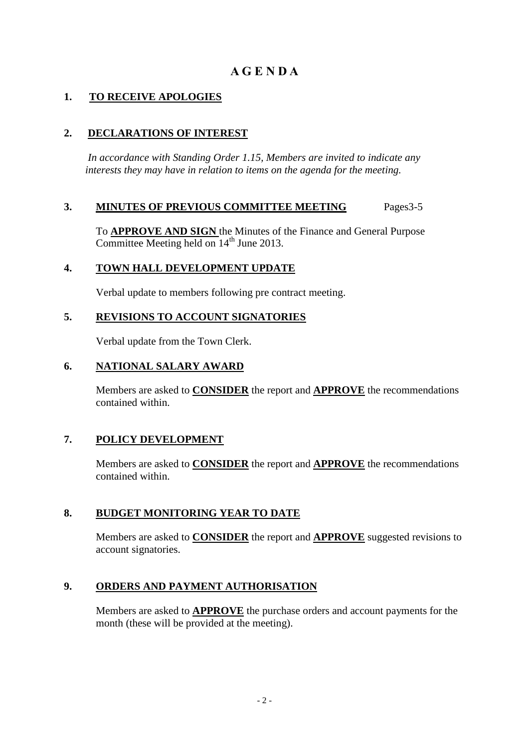# A G E N D A

## 1. <u>TO RECEIVE APOLOGIES</u>

## 2. <u>DECLARATIONS OF INTEREST</u>

*In accordance with Standing Order 1.15, Members are invited to indicate any interests they may have in relation to items on the agenda for the meeting.*

## 3. <u>MINUTES OF PREVIOUS COMMITTEE MEETING</u> Pages3-5

To **APPROVE AND SIGN** the Minutes of the Finance and General Purpose Committee Meeting held on 14th June 2013.

## 4. <u>TOWN HALL DEVELOPMENT UPDATE</u>

Verbal update to members following pre contract meeting.

## 5. <u>REVISIONS TO ACCOUNT SIGNATORIES</u>

Verbal update from the Town Clerk.

## 6. <u>NATIONAL SALARY AWARD</u>

Members are asked to **CONSIDER** the report and **APPROVE** the recommendations contained within.

## 7. <u>POLICY DEVELOPMENT</u>

Members are asked to **CONSIDER** the report and **APPROVE** the recommendations contained within.

## 8. <u>BUDGET MONITORING YEAR TO DATE</u>

Members are asked to **CONSIDER** the report and **APPROVE** suggested revisions to account signatories.

## 9. <u>ORDERS AND PAYMENT AUTHORISATION</u>

Members are asked to **APPROVE** the purchase orders and account payments for the month (these will be provided at the meeting).